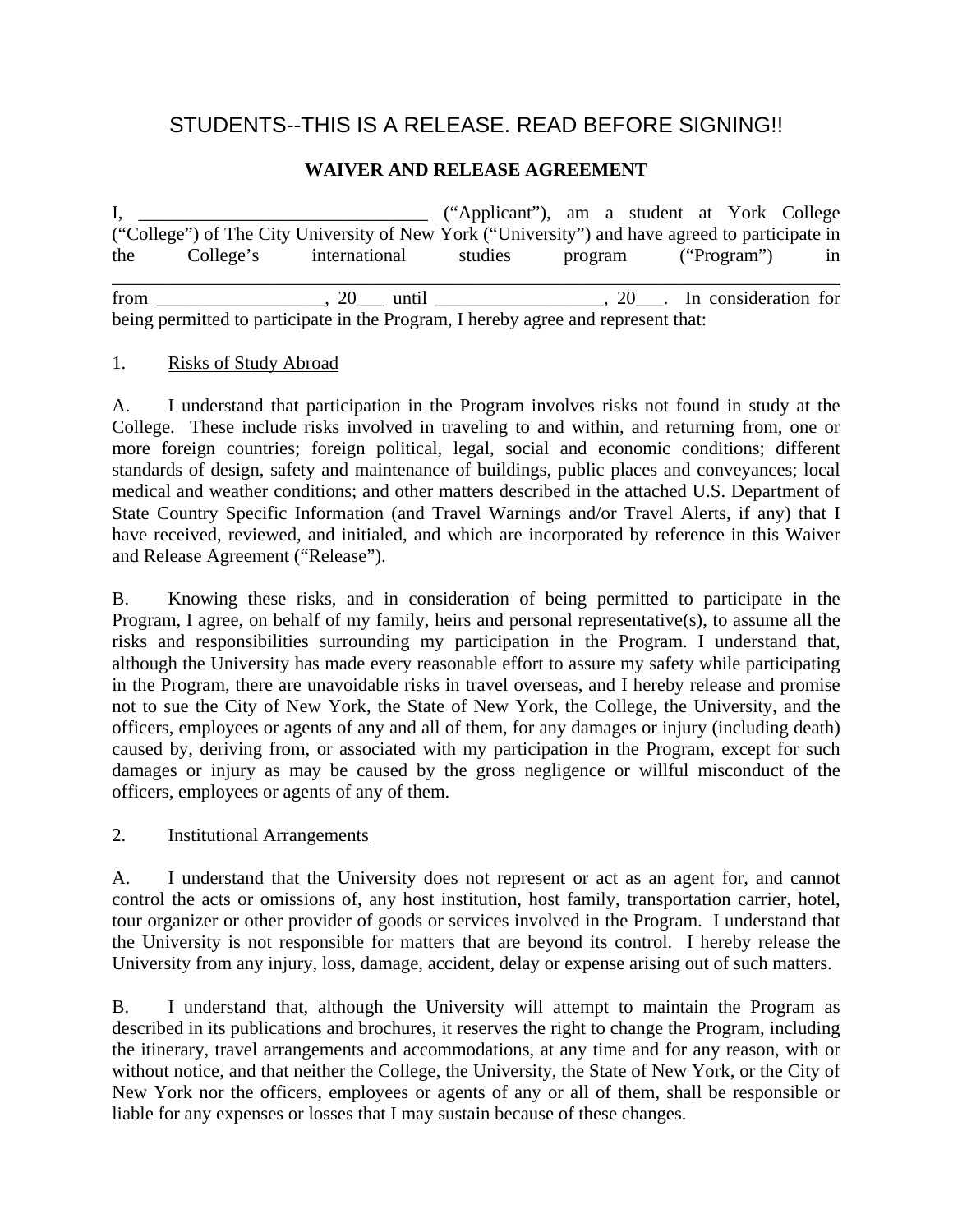# STUDENTS--THIS IS A RELEASE. READ BEFORE SIGNING!!

## WAIVER AND RELEASE AGREEMENT

I, ________________________________ ("Applicant"), am a student at York College ("College") of The City University of New York ("University") and have agreed to participate in the College's international studies program ("Program") in _________________________________________________________________________________ from __________________, 20___ until __________________, 20___. In consideration for being permitted to participate in the Program, I hereby agree and represent that:

1. Risks of Study Abroad

A. I understand that participation in the Program involves risks not found in study at the College. These include risks involved in traveling to and within, and returning from, one or more foreign countries; foreign political, legal, social and economic conditions; different standards of design, safety and maintenance of buildings, public places and conveyances; local medical and weather conditions; and other matters described in the attached U.S. Department of State Country Specific Information (and Travel Warnings and/or Travel Alerts, if any) that I have received, reviewed, and initialed, and which are incorporated by reference in this Waiver and Release Agreement ("Release").

B. Knowing these risks, and in consideration of being permitted to participate in the Program, I agree, on behalf of my family, heirs and personal representative(s), to assume all the risks and responsibilities surrounding my participation in the Program. I understand that, although the University has made every reasonable effort to assure my safety while participating in the Program, there are unavoidable risks in travel overseas, and I hereby release and promise not to sue the City of New York, the State of New York, the College, the University, and the officers, employees or agents of any and all of them, for any damages or injury (including death) caused by, deriving from, or associated with my participation in the Program, except for such damages or injury as may be caused by the gross negligence or willful misconduct of the officers, employees or agents of any of them.

2. Institutional Arrangements

A. I understand that the University does not represent or act as an agent for, and cannot control the acts or omissions of, any host institution, host family, transportation carrier, hotel, tour organizer or other provider of goods or services involved in the Program. I understand that the University is not responsible for matters that are beyond its control. I hereby release the University from any injury, loss, damage, accident, delay or expense arising out of such matters.

B. I understand that, although the University will attempt to maintain the Program as described in its publications and brochures, it reserves the right to change the Program, including the itinerary, travel arrangements and accommodations, at any time and for any reason, with or without notice, and that neither the College, the University, the State of New York, or the City of New York nor the officers, employees or agents of any or all of them, shall be responsible or liable for any expenses or losses that I may sustain because of these changes.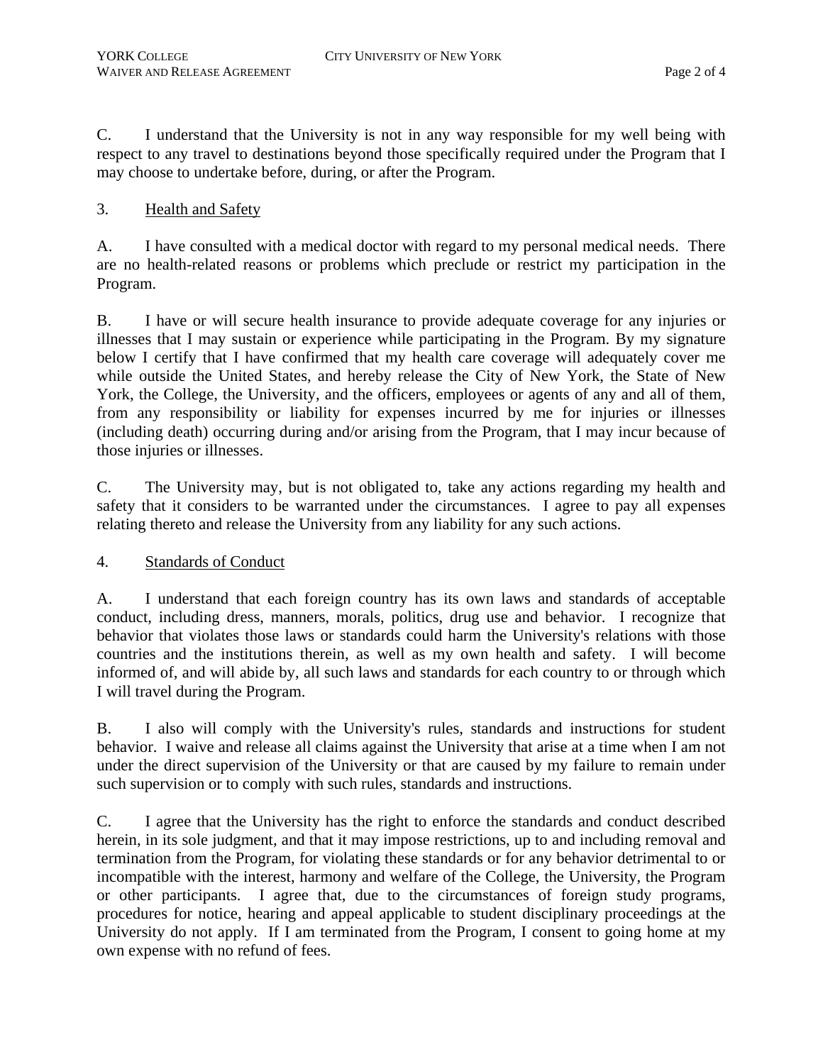C. I understand that the University is not in any way responsible for my well being with respect to any travel to destinations beyond those specifically required under the Program that I may choose to undertake before, during, or after the Program.

3. <u>Health and Safety</u>

A. I have consulted with a medical doctor with regard to my personal medical needs. There are no health-related reasons or problems which preclude or restrict my participation in the Program.

B. I have or will secure health insurance to provide adequate coverage for any injuries or illnesses that I may sustain or experience while participating in the Program. By my signature below I certify that I have confirmed that my health care coverage will adequately cover me while outside the United States, and hereby release the City of New York, the State of New York, the College, the University, and the officers, employees or agents of any and all of them, from any responsibility or liability for expenses incurred by me for injuries or illnesses (including death) occurring during and/or arising from the Program, that I may incur because of those injuries or illnesses.

C. The University may, but is not obligated to, take any actions regarding my health and safety that it considers to be warranted under the circumstances. I agree to pay all expenses relating thereto and release the University from any liability for any such actions.

4. <u>Standards of Conduct</u>

A. I understand that each foreign country has its own laws and standards of acceptable conduct, including dress, manners, morals, politics, drug use and behavior. I recognize that behavior that violates those laws or standards could harm the University's relations with those countries and the institutions therein, as well as my own health and safety. I will become informed of, and will abide by, all such laws and standards for each country to or through which I will travel during the Program.

B. I also will comply with the University's rules, standards and instructions for student behavior. I waive and release all claims against the University that arise at a time when I am not under the direct supervision of the University or that are caused by my failure to remain under such supervision or to comply with such rules, standards and instructions.

C. I agree that the University has the right to enforce the standards and conduct described herein, in its sole judgment, and that it may impose restrictions, up to and including removal and termination from the Program, for violating these standards or for any behavior detrimental to or incompatible with the interest, harmony and welfare of the College, the University, the Program or other participants. I agree that, due to the circumstances of foreign study programs, procedures for notice, hearing and appeal applicable to student disciplinary proceedings at the University do not apply. If I am terminated from the Program, I consent to going home at my own expense with no refund of fees.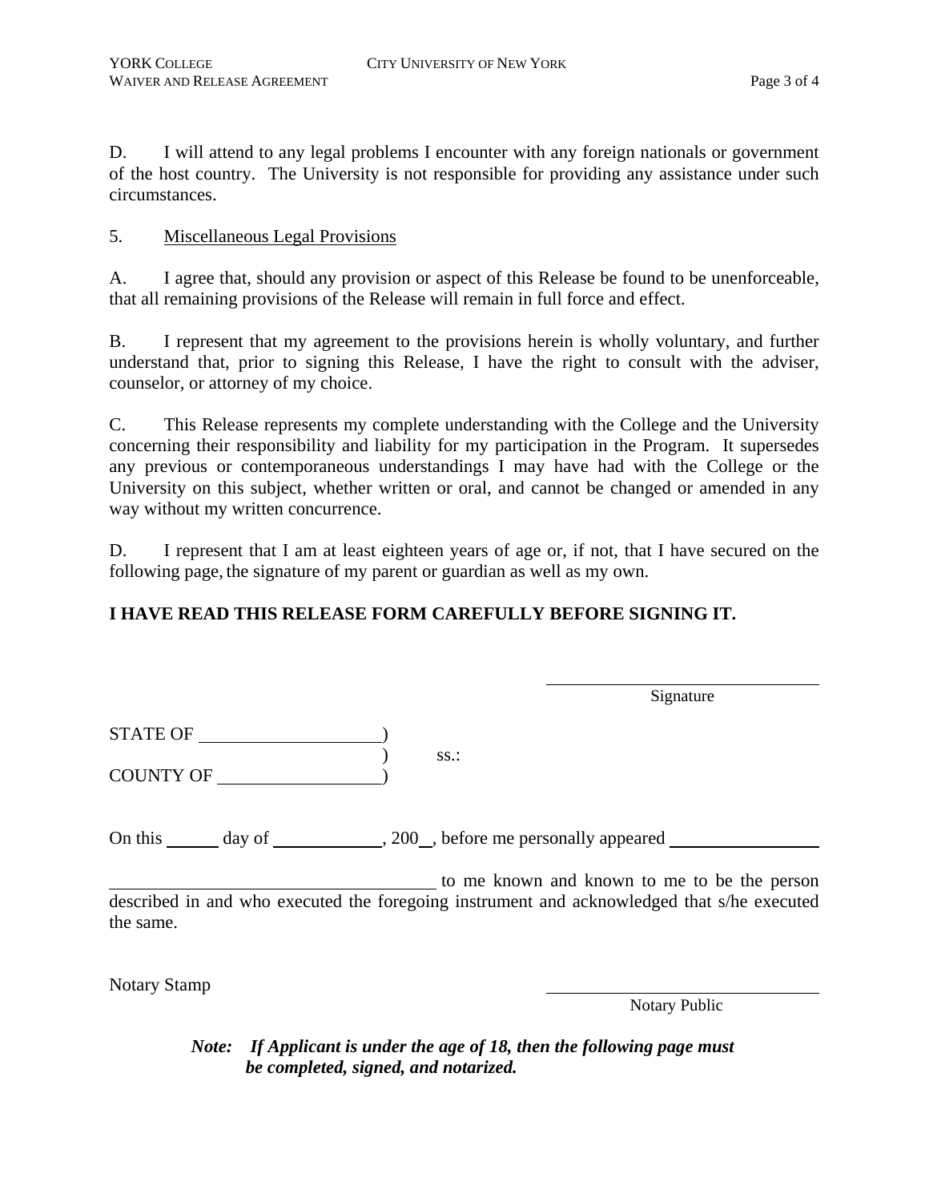D. I will attend to any legal problems I encounter with any foreign nationals or government of the host country. The University is not responsible for providing any assistance under such circumstances.

5. Miscellaneous Legal Provisions

A. I agree that, should any provision or aspect of this Release be found to be unenforceable, that all remaining provisions of the Release will remain in full force and effect.

B. I represent that my agreement to the provisions herein is wholly voluntary, and further understand that, prior to signing this Release, I have the right to consult with the adviser, counselor, or attorney of my choice.

C. This Release represents my complete understanding with the College and the University concerning their responsibility and liability for my participation in the Program. It supersedes any previous or contemporaneous understandings I may have had with the College or the University on this subject, whether written or oral, and cannot be changed or amended in any way without my written concurrence.

D. I represent that I am at least eighteen years of age or, if not, that I have secured on the following page, the signature of my parent or guardian as well as my own.

**I HAVE READ THIS RELEASE FORM CAREFULLY BEFORE SIGNING IT.**

\_\_\_\_\_\_\_\_\_\_\_\_\_\_\_\_\_\_\_\_\_\_\_\_\_\_\_\_\_\_
Signature

STATE OF \_\_\_\_\_\_\_\_\_\_\_\_\_\_\_\_\_\_\_\_)
) ss.:
COUNTY OF \_\_\_\_\_\_\_\_\_\_\_\_\_\_\_\_\_\_)

On this \_\_\_\_\_\_ day of \_\_\_\_\_\_\_\_\_\_\_\_, 200\_, before me personally appeared \_\_\_\_\_\_\_\_\_\_\_\_\_\_\_\_\_\_\_\_

\_\_\_\_\_\_\_\_\_\_\_\_\_\_\_\_\_\_\_\_\_\_\_\_\_\_\_\_\_\_\_\_\_\_\_\_\_\_ to me known and known to me to be the person described in and who executed the foregoing instrument and acknowledged that s/he executed the same.

Notary Stamp

\_\_\_\_\_\_\_\_\_\_\_\_\_\_\_\_\_\_\_\_\_\_\_\_\_\_\_\_\_\_
Notary Public

***Note: If Applicant is under the age of 18, then the following page must be completed, signed, and notarized.***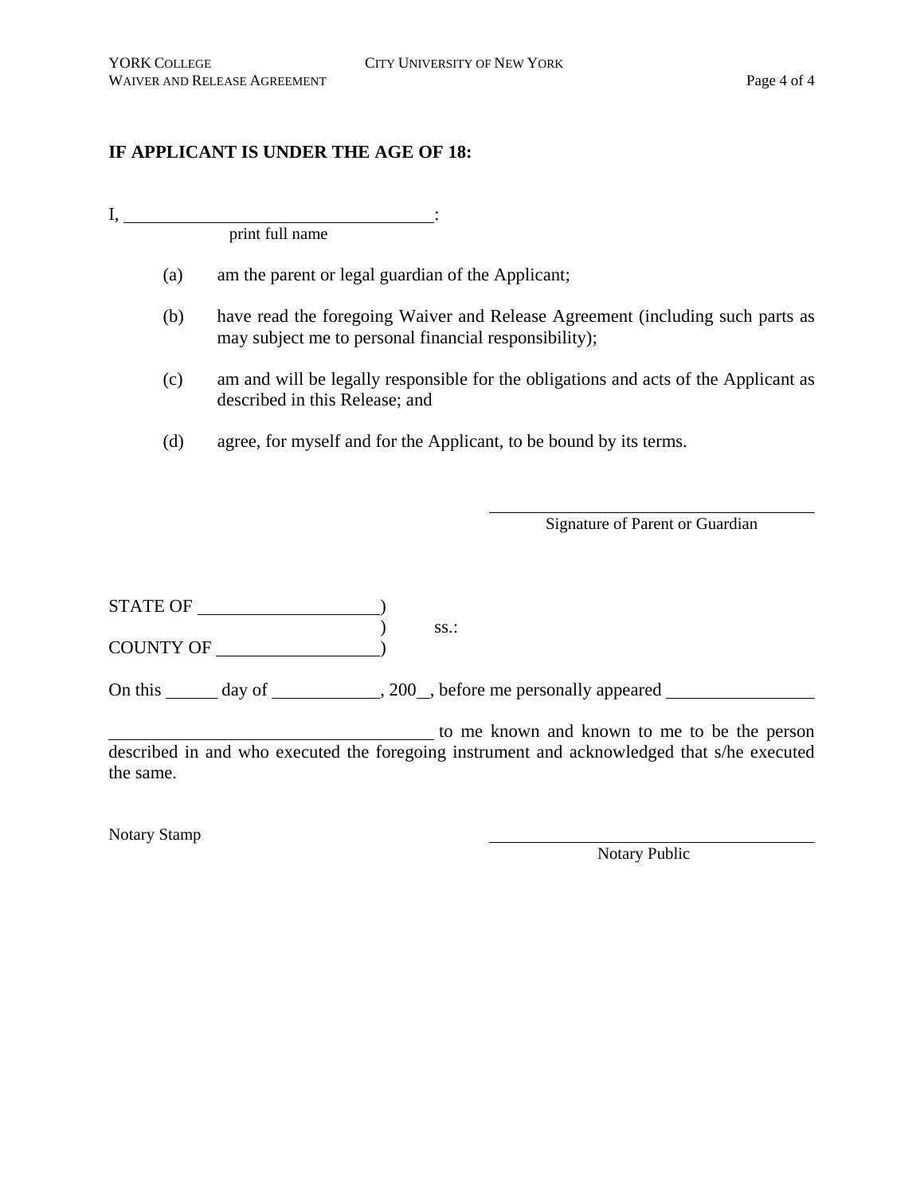**IF APPLICANT IS UNDER THE AGE OF 18:**

I, ____________________________________:
print full name

(a) am the parent or legal guardian of the Applicant;

(b) have read the foregoing Waiver and Release Agreement (including such parts as may subject me to personal financial responsibility);

(c) am and will be legally responsible for the obligations and acts of the Applicant as described in this Release; and

(d) agree, for myself and for the Applicant, to be bound by its terms.

_____________________________________
Signature of Parent or Guardian

STATE OF ____________________)
) ss.:
COUNTY OF __________________)

On this ______ day of ____________, 200__, before me personally appeared _________________

______________________________________ to me known and known to me to be the person described in and who executed the foregoing instrument and acknowledged that s/he executed the same.

Notary Stamp

_____________________________________
Notary Public